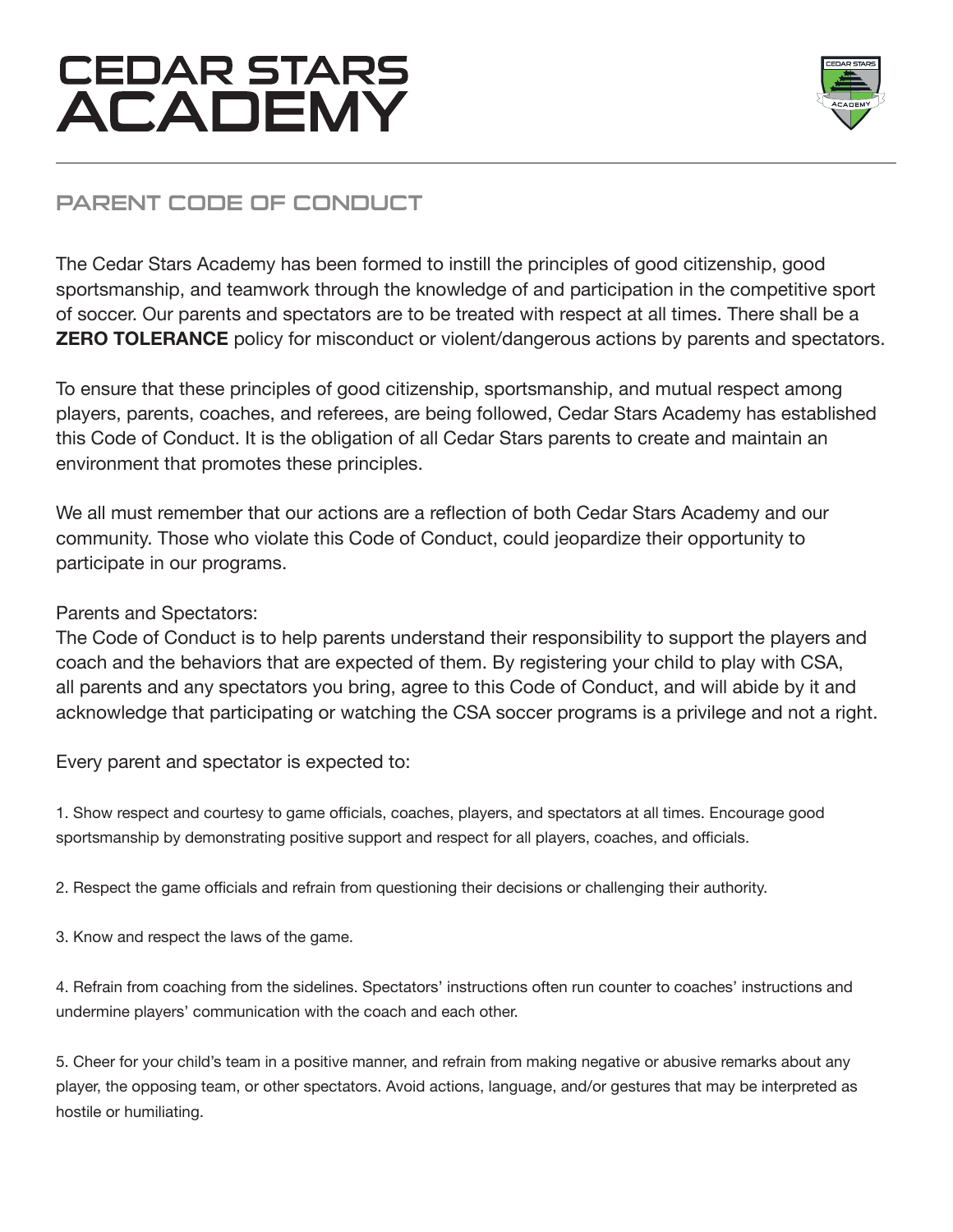# CEDAR STARS ACADEMY

## PARENT CODE OF CONDUCT

The Cedar Stars Academy has been formed to instill the principles of good citizenship, good sportsmanship, and teamwork through the knowledge of and participation in the competitive sport of soccer. Our parents and spectators are to be treated with respect at all times. There shall be a **ZERO TOLERANCE** policy for misconduct or violent/dangerous actions by parents and spectators.

To ensure that these principles of good citizenship, sportsmanship, and mutual respect among players, parents, coaches, and referees, are being followed, Cedar Stars Academy has established this Code of Conduct. It is the obligation of all Cedar Stars parents to create and maintain an environment that promotes these principles.

We all must remember that our actions are a reflection of both Cedar Stars Academy and our community. Those who violate this Code of Conduct, could jeopardize their opportunity to participate in our programs.

Parents and Spectators:
The Code of Conduct is to help parents understand their responsibility to support the players and coach and the behaviors that are expected of them. By registering your child to play with CSA, all parents and any spectators you bring, agree to this Code of Conduct, and will abide by it and acknowledge that participating or watching the CSA soccer programs is a privilege and not a right.

Every parent and spectator is expected to:

1. Show respect and courtesy to game officials, coaches, players, and spectators at all times. Encourage good sportsmanship by demonstrating positive support and respect for all players, coaches, and officials.

2. Respect the game officials and refrain from questioning their decisions or challenging their authority.

3. Know and respect the laws of the game.

4. Refrain from coaching from the sidelines. Spectators' instructions often run counter to coaches' instructions and undermine players' communication with the coach and each other.

5. Cheer for your child's team in a positive manner, and refrain from making negative or abusive remarks about any player, the opposing team, or other spectators. Avoid actions, language, and/or gestures that may be interpreted as hostile or humiliating.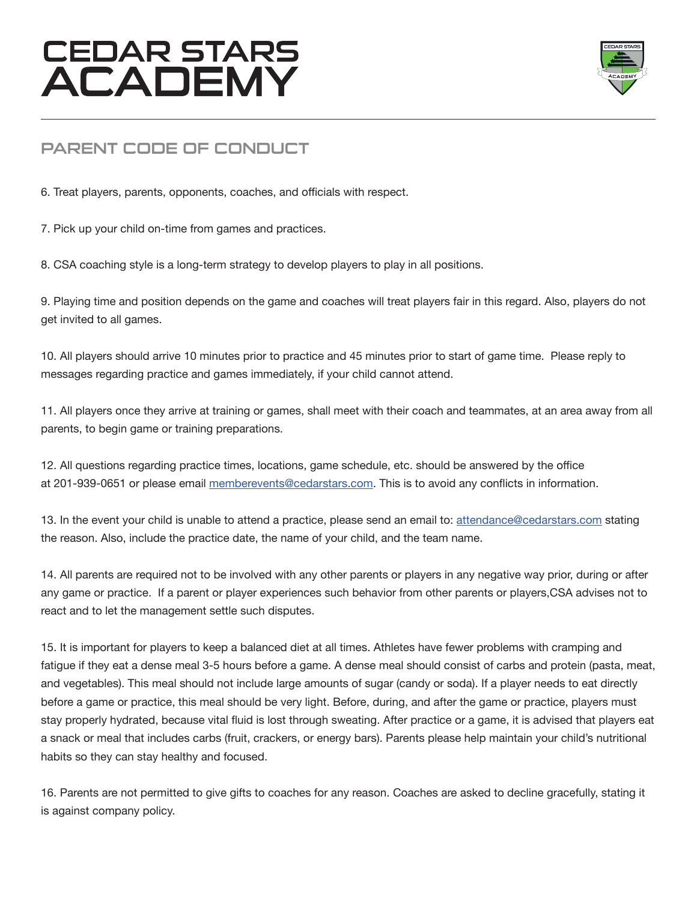# CEDAR STARS ACADEMY

## PARENT CODE OF CONDUCT

6. Treat players, parents, opponents, coaches, and officials with respect.

7. Pick up your child on-time from games and practices.

8. CSA coaching style is a long-term strategy to develop players to play in all positions.

9. Playing time and position depends on the game and coaches will treat players fair in this regard. Also, players do not get invited to all games.

10. All players should arrive 10 minutes prior to practice and 45 minutes prior to start of game time. Please reply to messages regarding practice and games immediately, if your child cannot attend.

11. All players once they arrive at training or games, shall meet with their coach and teammates, at an area away from all parents, to begin game or training preparations.

12. All questions regarding practice times, locations, game schedule, etc. should be answered by the office at 201-939-0651 or please email [memberevents@cedarstars.com](mailto:memberevents@cedarstars.com). This is to avoid any conflicts in information.

13. In the event your child is unable to attend a practice, please send an email to: [attendance@cedarstars.com](mailto:attendance@cedarstars.com) stating the reason. Also, include the practice date, the name of your child, and the team name.

14. All parents are required not to be involved with any other parents or players in any negative way prior, during or after any game or practice. If a parent or player experiences such behavior from other parents or players,CSA advises not to react and to let the management settle such disputes.

15. It is important for players to keep a balanced diet at all times. Athletes have fewer problems with cramping and fatigue if they eat a dense meal 3-5 hours before a game. A dense meal should consist of carbs and protein (pasta, meat, and vegetables). This meal should not include large amounts of sugar (candy or soda). If a player needs to eat directly before a game or practice, this meal should be very light. Before, during, and after the game or practice, players must stay properly hydrated, because vital fluid is lost through sweating. After practice or a game, it is advised that players eat a snack or meal that includes carbs (fruit, crackers, or energy bars). Parents please help maintain your child's nutritional habits so they can stay healthy and focused.

16. Parents are not permitted to give gifts to coaches for any reason. Coaches are asked to decline gracefully, stating it is against company policy.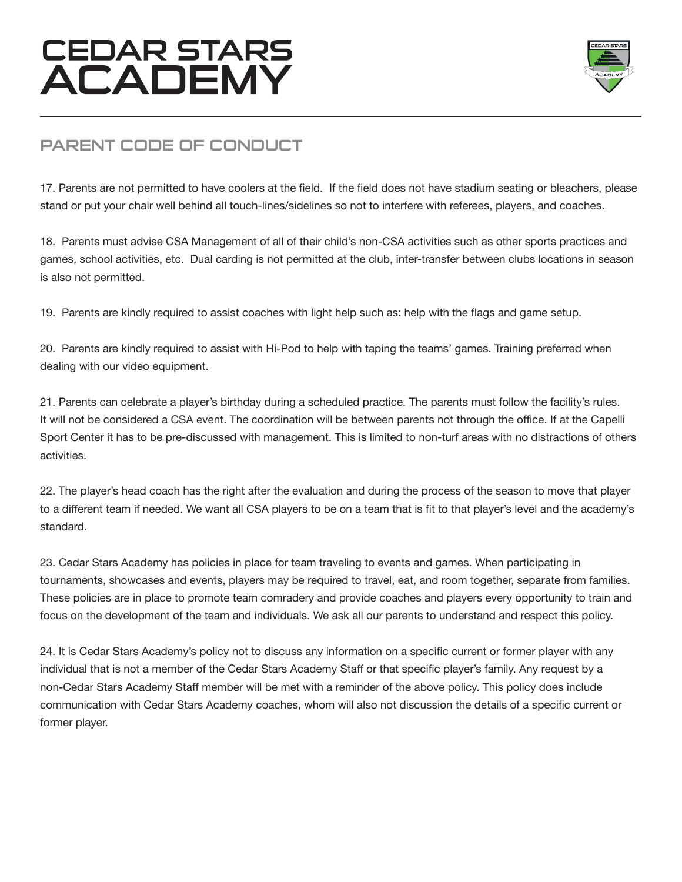# CEDAR STARS ACADEMY

## PARENT CODE OF CONDUCT

17. Parents are not permitted to have coolers at the field. If the field does not have stadium seating or bleachers, please stand or put your chair well behind all touch-lines/sidelines so not to interfere with referees, players, and coaches.

18. Parents must advise CSA Management of all of their child's non-CSA activities such as other sports practices and games, school activities, etc. Dual carding is not permitted at the club, inter-transfer between clubs locations in season is also not permitted.

19. Parents are kindly required to assist coaches with light help such as: help with the flags and game setup.

20. Parents are kindly required to assist with Hi-Pod to help with taping the teams' games. Training preferred when dealing with our video equipment.

21. Parents can celebrate a player's birthday during a scheduled practice. The parents must follow the facility's rules. It will not be considered a CSA event. The coordination will be between parents not through the office. If at the Capelli Sport Center it has to be pre-discussed with management. This is limited to non-turf areas with no distractions of others activities.

22. The player's head coach has the right after the evaluation and during the process of the season to move that player to a different team if needed. We want all CSA players to be on a team that is fit to that player's level and the academy's standard.

23. Cedar Stars Academy has policies in place for team traveling to events and games. When participating in tournaments, showcases and events, players may be required to travel, eat, and room together, separate from families. These policies are in place to promote team comradery and provide coaches and players every opportunity to train and focus on the development of the team and individuals. We ask all our parents to understand and respect this policy.

24. It is Cedar Stars Academy's policy not to discuss any information on a specific current or former player with any individual that is not a member of the Cedar Stars Academy Staff or that specific player's family. Any request by a non-Cedar Stars Academy Staff member will be met with a reminder of the above policy. This policy does include communication with Cedar Stars Academy coaches, whom will also not discussion the details of a specific current or former player.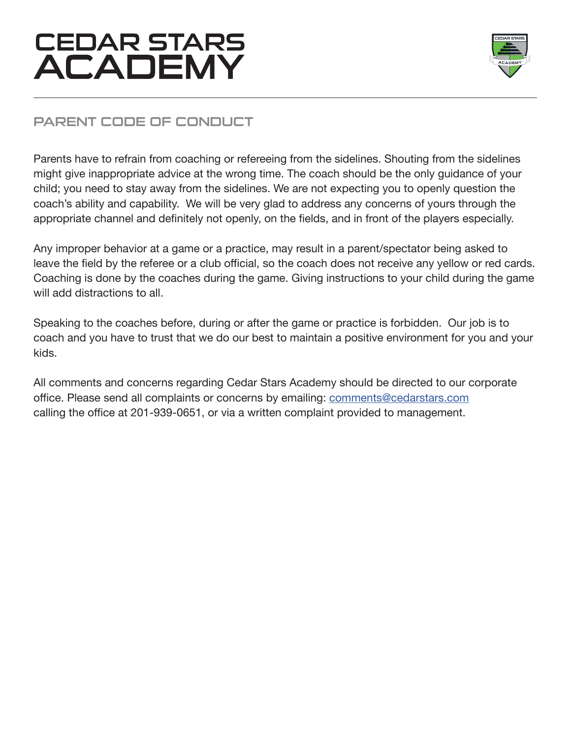# CEDAR STARS ACADEMY

## PARENT CODE OF CONDUCT

Parents have to refrain from coaching or refereeing from the sidelines. Shouting from the sidelines might give inappropriate advice at the wrong time. The coach should be the only guidance of your child; you need to stay away from the sidelines. We are not expecting you to openly question the coach's ability and capability. We will be very glad to address any concerns of yours through the appropriate channel and definitely not openly, on the fields, and in front of the players especially.

Any improper behavior at a game or a practice, may result in a parent/spectator being asked to leave the field by the referee or a club official, so the coach does not receive any yellow or red cards. Coaching is done by the coaches during the game. Giving instructions to your child during the game will add distractions to all.

Speaking to the coaches before, during or after the game or practice is forbidden. Our job is to coach and you have to trust that we do our best to maintain a positive environment for you and your kids.

All comments and concerns regarding Cedar Stars Academy should be directed to our corporate office. Please send all complaints or concerns by emailing: comments@cedarstars.com calling the office at 201-939-0651, or via a written complaint provided to management.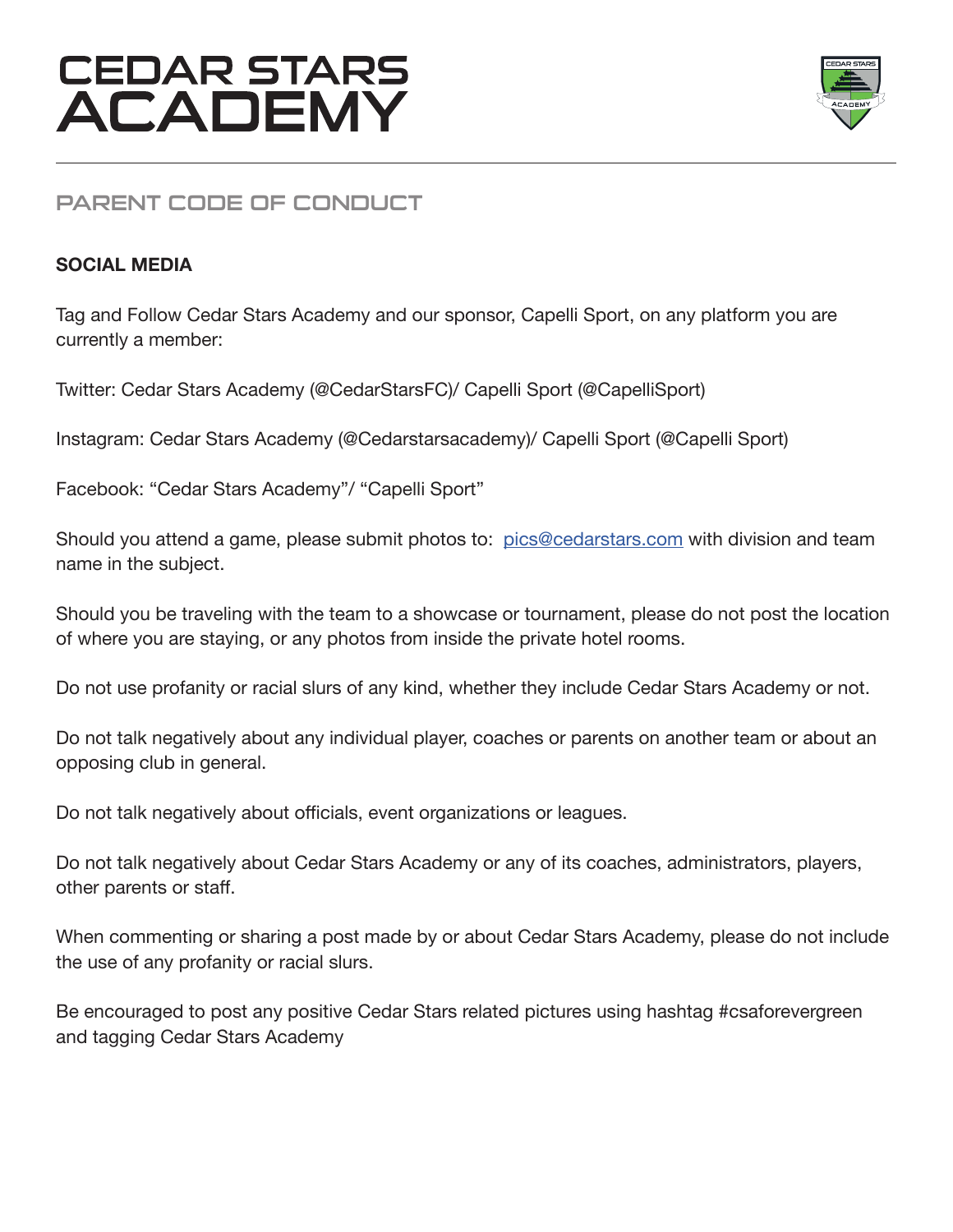# CEDAR STARS ACADEMY

## PARENT CODE OF CONDUCT

**SOCIAL MEDIA**

Tag and Follow Cedar Stars Academy and our sponsor, Capelli Sport, on any platform you are currently a member:

Twitter: Cedar Stars Academy (@CedarStarsFC)/ Capelli Sport (@CapelliSport)

Instagram: Cedar Stars Academy (@Cedarstarsacademy)/ Capelli Sport (@Capelli Sport)

Facebook: "Cedar Stars Academy"/ "Capelli Sport"

Should you attend a game, please submit photos to: pics@cedarstars.com with division and team name in the subject.

Should you be traveling with the team to a showcase or tournament, please do not post the location of where you are staying, or any photos from inside the private hotel rooms.

Do not use profanity or racial slurs of any kind, whether they include Cedar Stars Academy or not.

Do not talk negatively about any individual player, coaches or parents on another team or about an opposing club in general.

Do not talk negatively about officials, event organizations or leagues.

Do not talk negatively about Cedar Stars Academy or any of its coaches, administrators, players, other parents or staff.

When commenting or sharing a post made by or about Cedar Stars Academy, please do not include the use of any profanity or racial slurs.

Be encouraged to post any positive Cedar Stars related pictures using hashtag #csaforevergreen and tagging Cedar Stars Academy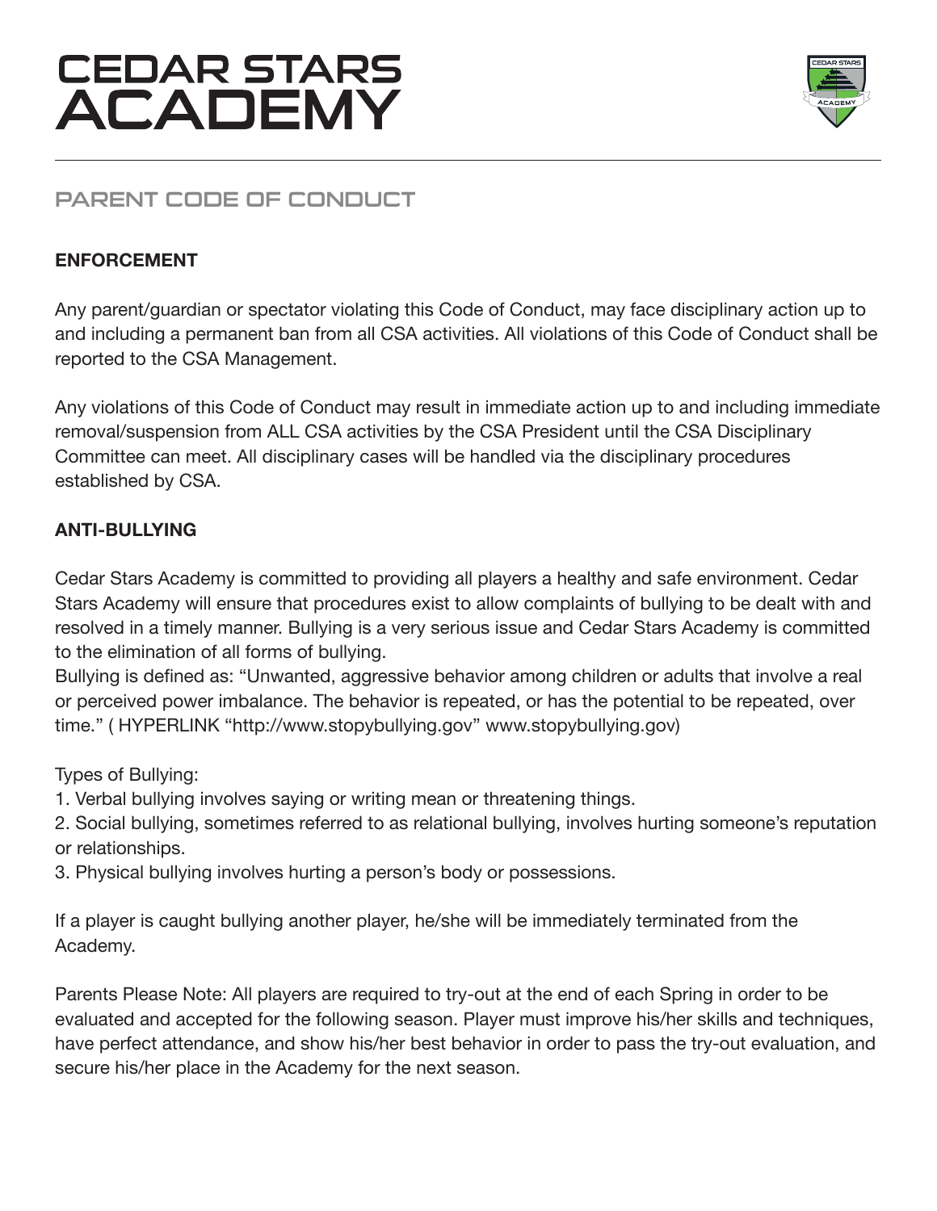# CEDAR STARS ACADEMY

## PARENT CODE OF CONDUCT

**ENFORCEMENT**

Any parent/guardian or spectator violating this Code of Conduct, may face disciplinary action up to and including a permanent ban from all CSA activities. All violations of this Code of Conduct shall be reported to the CSA Management.

Any violations of this Code of Conduct may result in immediate action up to and including immediate removal/suspension from ALL CSA activities by the CSA President until the CSA Disciplinary Committee can meet. All disciplinary cases will be handled via the disciplinary procedures established by CSA.

**ANTI-BULLYING**

Cedar Stars Academy is committed to providing all players a healthy and safe environment. Cedar Stars Academy will ensure that procedures exist to allow complaints of bullying to be dealt with and resolved in a timely manner. Bullying is a very serious issue and Cedar Stars Academy is committed to the elimination of all forms of bullying.
Bullying is defined as: "Unwanted, aggressive behavior among children or adults that involve a real or perceived power imbalance. The behavior is repeated, or has the potential to be repeated, over time." ( HYPERLINK "http://www.stopybullying.gov" www.stopybullying.gov)

Types of Bullying:
1. Verbal bullying involves saying or writing mean or threatening things.
2. Social bullying, sometimes referred to as relational bullying, involves hurting someone's reputation or relationships.
3. Physical bullying involves hurting a person's body or possessions.

If a player is caught bullying another player, he/she will be immediately terminated from the Academy.

Parents Please Note: All players are required to try-out at the end of each Spring in order to be evaluated and accepted for the following season. Player must improve his/her skills and techniques, have perfect attendance, and show his/her best behavior in order to pass the try-out evaluation, and secure his/her place in the Academy for the next season.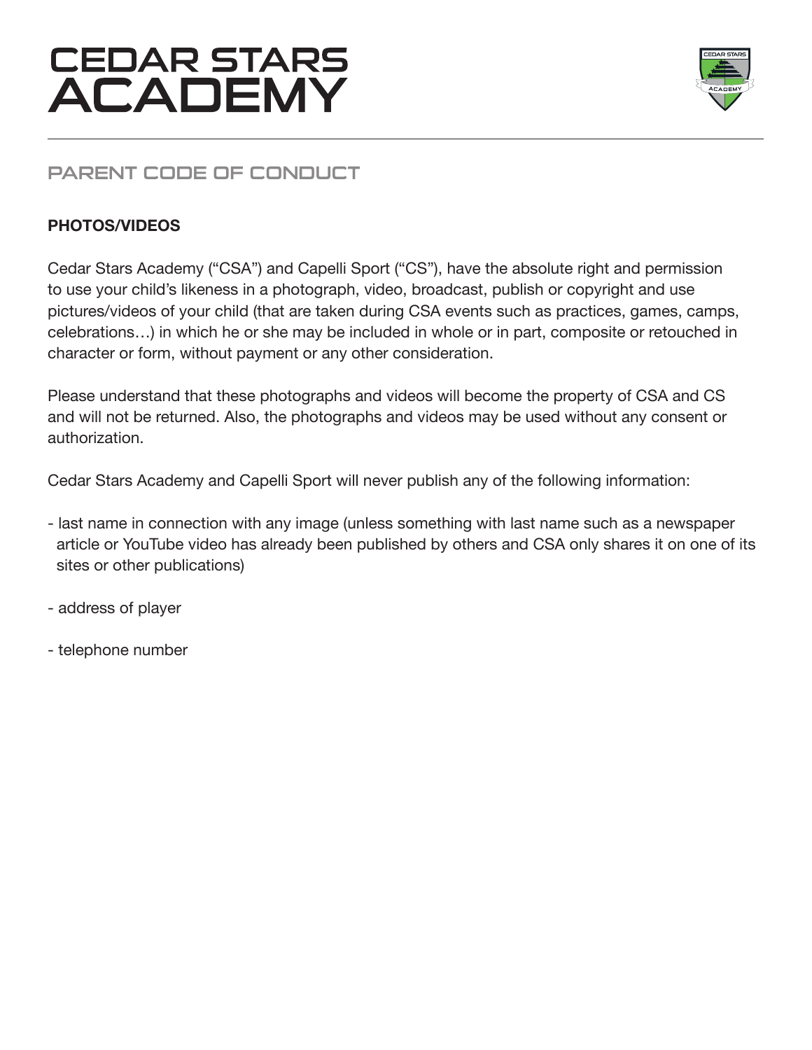# CEDAR STARS ACADEMY

## PARENT CODE OF CONDUCT

### PHOTOS/VIDEOS

Cedar Stars Academy ("CSA") and Capelli Sport ("CS"), have the absolute right and permission to use your child's likeness in a photograph, video, broadcast, publish or copyright and use pictures/videos of your child (that are taken during CSA events such as practices, games, camps, celebrations…) in which he or she may be included in whole or in part, composite or retouched in character or form, without payment or any other consideration.

Please understand that these photographs and videos will become the property of CSA and CS and will not be returned. Also, the photographs and videos may be used without any consent or authorization.

Cedar Stars Academy and Capelli Sport will never publish any of the following information:

- last name in connection with any image (unless something with last name such as a newspaper article or YouTube video has already been published by others and CSA only shares it on one of its sites or other publications)
- address of player
- telephone number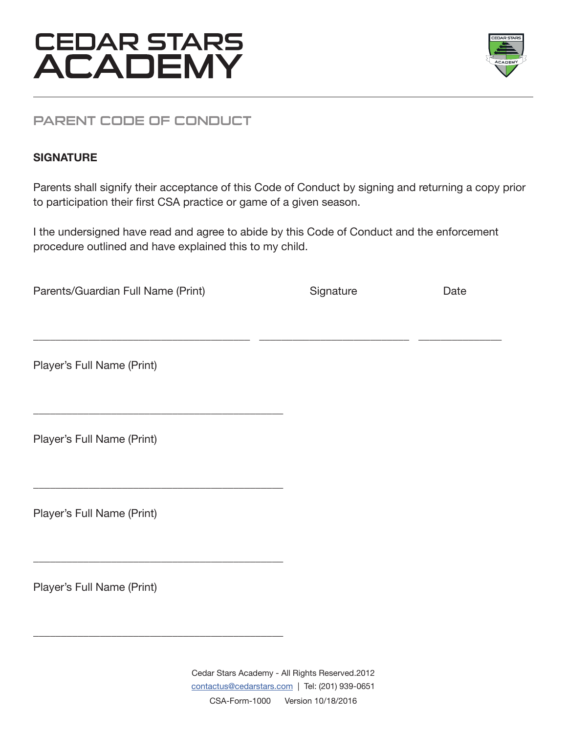# CEDAR STARS ACADEMY

## PARENT CODE OF CONDUCT

**SIGNATURE**

Parents shall signify their acceptance of this Code of Conduct by signing and returning a copy prior to participation their first CSA practice or game of a given season.

I the undersigned have read and agree to abide by this Code of Conduct and the enforcement procedure outlined and have explained this to my child.

Parents/Guardian Full Name (Print) Signature Date

___________________________________ ________________________ _____________

Player's Full Name (Print)

________________________________________

Player's Full Name (Print)

________________________________________

Player's Full Name (Print)

________________________________________

Player's Full Name (Print)

________________________________________

Cedar Stars Academy - All Rights Reserved.2012

contactus@cedarstars.com | Tel: (201) 939-0651

CSA-Form-1000 Version 10/18/2016